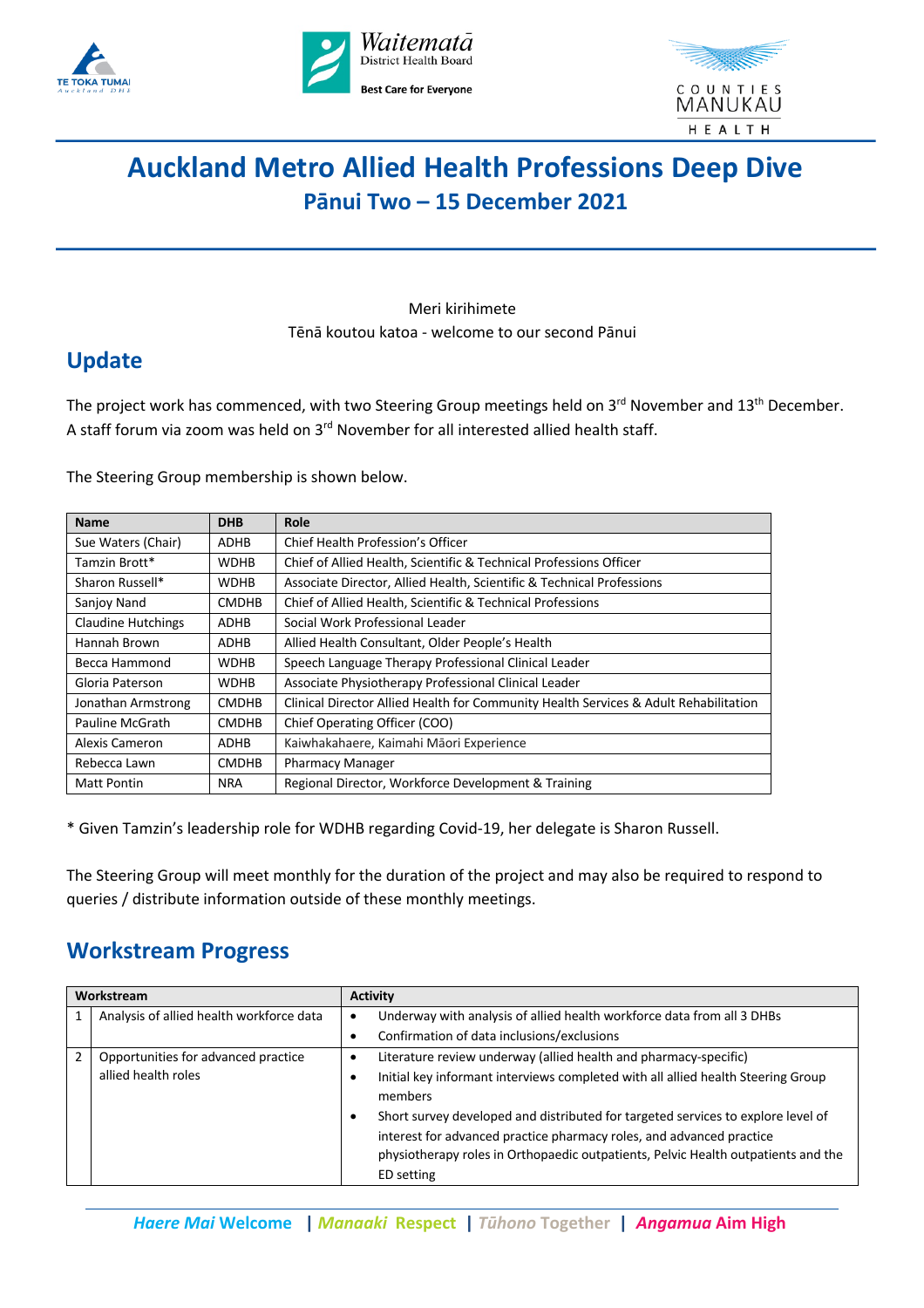# Auckland Metro Allied Health Professions Deep Dive

## Pānui Two – 15 December 2021

Meri kirihimete

Tēnā koutou katoa - welcome to our second Pānui

## Update

The project work has commenced, with two Steering Group meetings held on 3rd November and 13th December. A staff forum via zoom was held on 3rd November for all interested allied health staff.

The Steering Group membership is shown below.

| Name | DHB | Role |
|---|---|---|
| Sue Waters (Chair) | ADHB | Chief Health Profession's Officer |
| Tamzin Brott* | WDHB | Chief of Allied Health, Scientific & Technical Professions Officer |
| Sharon Russell* | WDHB | Associate Director, Allied Health, Scientific & Technical Professions |
| Sanjoy Nand | CMDHB | Chief of Allied Health, Scientific & Technical Professions |
| Claudine Hutchings | ADHB | Social Work Professional Leader |
| Hannah Brown | ADHB | Allied Health Consultant, Older People's Health |
| Becca Hammond | WDHB | Speech Language Therapy Professional Clinical Leader |
| Gloria Paterson | WDHB | Associate Physiotherapy Professional Clinical Leader |
| Jonathan Armstrong | CMDHB | Clinical Director Allied Health for Community Health Services & Adult Rehabilitation |
| Pauline McGrath | CMDHB | Chief Operating Officer (COO) |
| Alexis Cameron | ADHB | Kaiwhakahaere, Kaimahi Māori Experience |
| Rebecca Lawn | CMDHB | Pharmacy Manager |
| Matt Pontin | NRA | Regional Director, Workforce Development & Training |

* Given Tamzin's leadership role for WDHB regarding Covid-19, her delegate is Sharon Russell.

The Steering Group will meet monthly for the duration of the project and may also be required to respond to queries / distribute information outside of these monthly meetings.

## Workstream Progress

| | Workstream | Activity |
|---|---|---|
| 1 | Analysis of allied health workforce data | • Underway with analysis of allied health workforce data from all 3 DHBs<br>• Confirmation of data inclusions/exclusions |
| 2 | Opportunities for advanced practice allied health roles | • Literature review underway (allied health and pharmacy-specific)<br>• Initial key informant interviews completed with all allied health Steering Group members<br>• Short survey developed and distributed for targeted services to explore level of interest for advanced practice pharmacy roles, and advanced practice physiotherapy roles in Orthopaedic outpatients, Pelvic Health outpatients and the ED setting |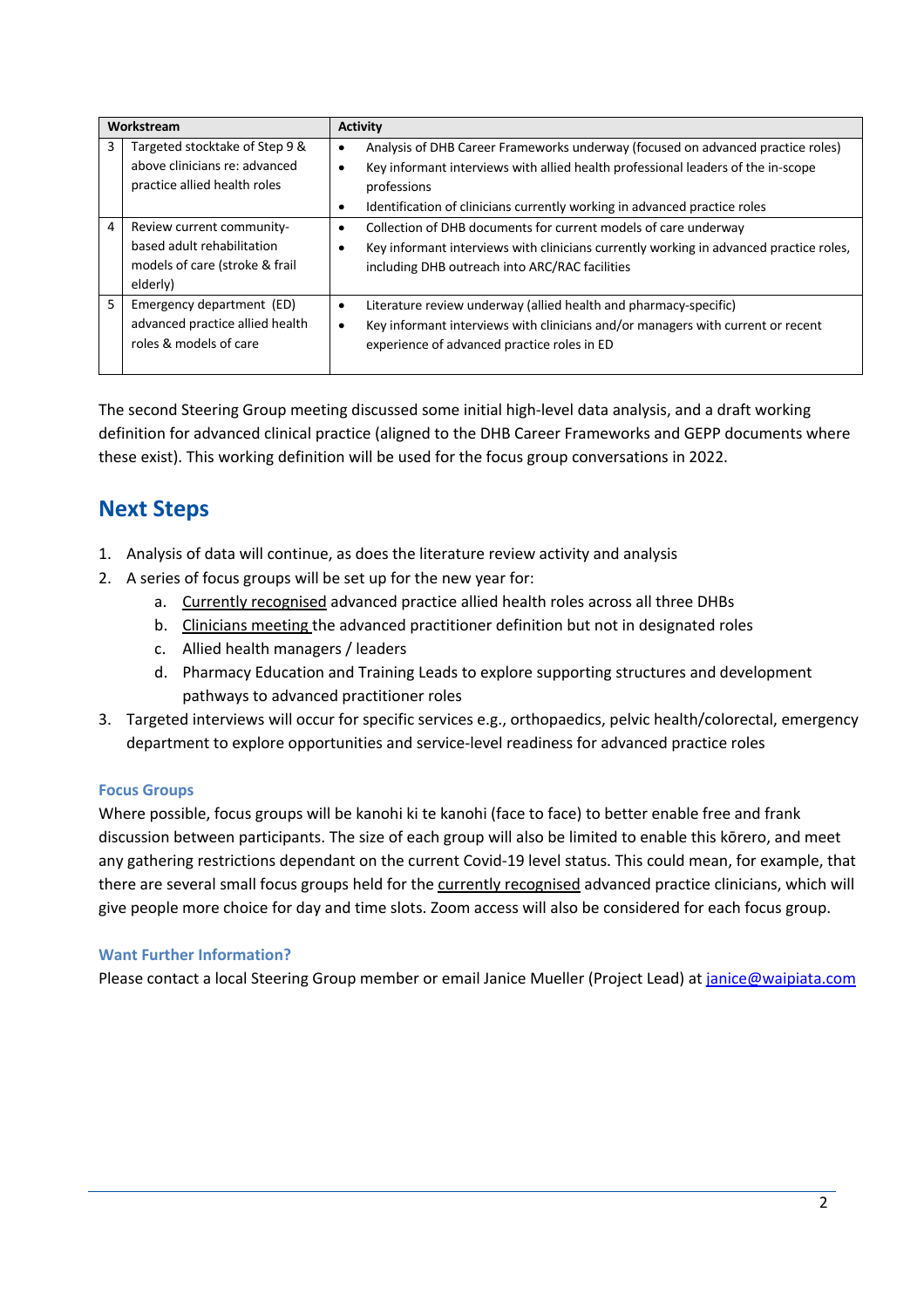| Workstream | | Activity |
|---|---|---|
| 3 | Targeted stocktake of Step 9 & above clinicians re: advanced practice allied health roles | • Analysis of DHB Career Frameworks underway (focused on advanced practice roles)<br>• Key informant interviews with allied health professional leaders of the in-scope professions<br>• Identification of clinicians currently working in advanced practice roles |
| 4 | Review current community-based adult rehabilitation models of care (stroke & frail elderly) | • Collection of DHB documents for current models of care underway<br>• Key informant interviews with clinicians currently working in advanced practice roles, including DHB outreach into ARC/RAC facilities |
| 5 | Emergency department (ED) advanced practice allied health roles & models of care | • Literature review underway (allied health and pharmacy-specific)<br>• Key informant interviews with clinicians and/or managers with current or recent experience of advanced practice roles in ED |

The second Steering Group meeting discussed some initial high-level data analysis, and a draft working definition for advanced clinical practice (aligned to the DHB Career Frameworks and GEPP documents where these exist). This working definition will be used for the focus group conversations in 2022.

## Next Steps

1. Analysis of data will continue, as does the literature review activity and analysis
2. A series of focus groups will be set up for the new year for:
    a. Currently recognised advanced practice allied health roles across all three DHBs
    b. Clinicians meeting the advanced practitioner definition but not in designated roles
    c. Allied health managers / leaders
    d. Pharmacy Education and Training Leads to explore supporting structures and development pathways to advanced practitioner roles
3. Targeted interviews will occur for specific services e.g., orthopaedics, pelvic health/colorectal, emergency department to explore opportunities and service-level readiness for advanced practice roles

### Focus Groups

Where possible, focus groups will be kanohi ki te kanohi (face to face) to better enable free and frank discussion between participants. The size of each group will also be limited to enable this kōrero, and meet any gathering restrictions dependant on the current Covid-19 level status. This could mean, for example, that there are several small focus groups held for the currently recognised advanced practice clinicians, which will give people more choice for day and time slots. Zoom access will also be considered for each focus group.

### Want Further Information?

Please contact a local Steering Group member or email Janice Mueller (Project Lead) at janice@waipiata.com